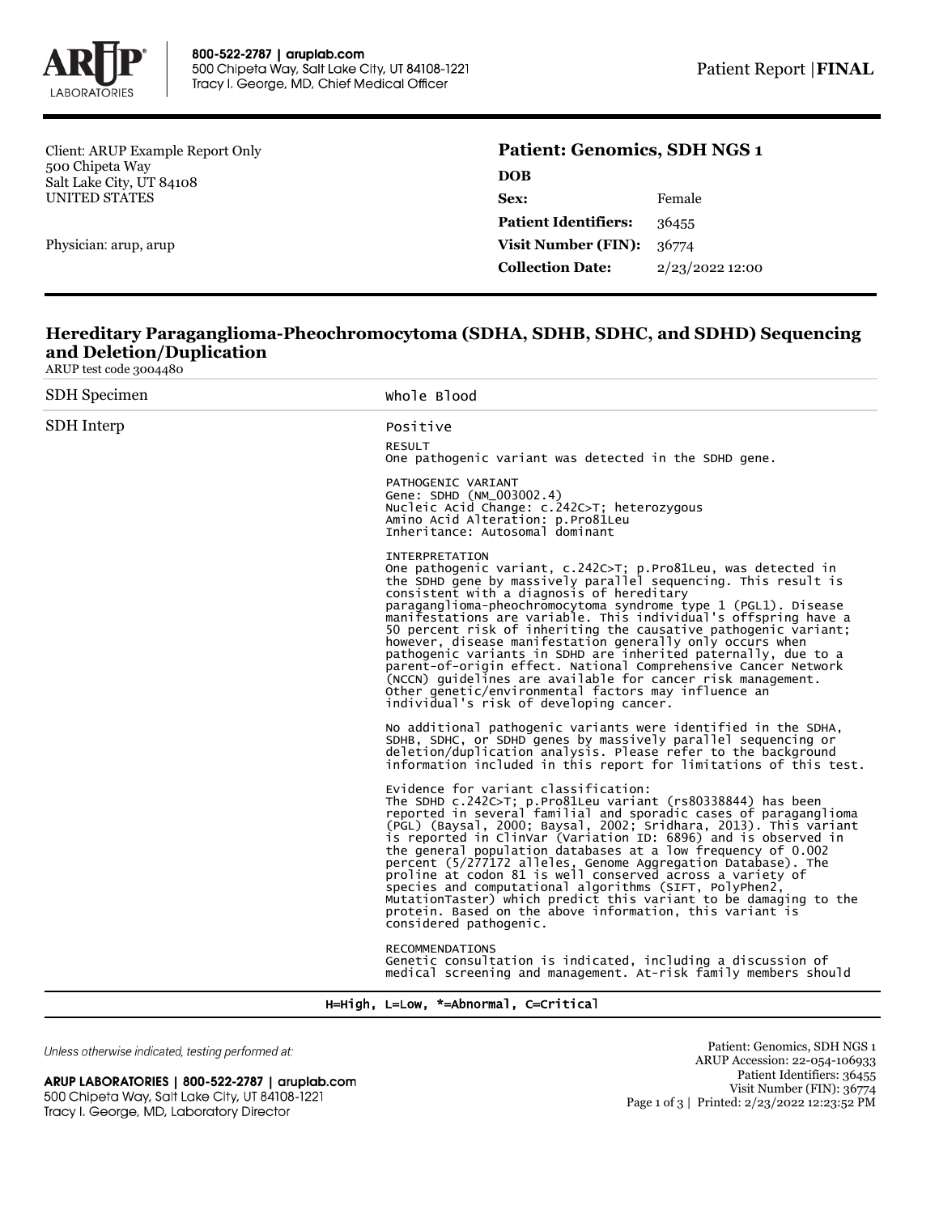Client: ARUP Example Report Only
500 Chipeta Way
Salt Lake City, UT 84108
UNITED STATES

Physician: arup, arup

## Patient: Genomics, SDH NGS 1

| | |
|---|---|
| **DOB** | |
| **Sex:** | Female |
| **Patient Identifiers:** | 36455 |
| **Visit Number (FIN):** | 36774 |
| **Collection Date:** | 2/23/2022 12:00 |

## Hereditary Paraganglioma-Pheochromocytoma (SDHA, SDHB, SDHC, and SDHD) Sequencing and Deletion/Duplication

ARUP test code 3004480

| | |
|---|---|
| SDH Specimen | Whole Blood |
| SDH Interp | Positive |

RESULT
One pathogenic variant was detected in the SDHD gene.

PATHOGENIC VARIANT
Gene: SDHD (NM_003002.4)
Nucleic Acid Change: c.242C>T; heterozygous
Amino Acid Alteration: p.Pro81Leu
Inheritance: Autosomal dominant

INTERPRETATION
One pathogenic variant, c.242C>T; p.Pro81Leu, was detected in the SDHD gene by massively parallel sequencing. This result is consistent with a diagnosis of hereditary paraganglioma-pheochromocytoma syndrome type 1 (PGL1). Disease manifestations are variable. This individual's offspring have a 50 percent risk of inheriting the causative pathogenic variant; however, disease manifestation generally only occurs when pathogenic variants in SDHD are inherited paternally, due to a parent-of-origin effect. National Comprehensive Cancer Network (NCCN) guidelines are available for cancer risk management. Other genetic/environmental factors may influence an individual's risk of developing cancer.

No additional pathogenic variants were identified in the SDHA, SDHB, SDHC, or SDHD genes by massively parallel sequencing or deletion/duplication analysis. Please refer to the background information included in this report for limitations of this test.

Evidence for variant classification:
The SDHD c.242C>T; p.Pro81Leu variant (rs80338844) has been reported in several familial and sporadic cases of paraganglioma (PGL) (Baysal, 2000; Baysal, 2002; Sridhara, 2013). This variant is reported in ClinVar (Variation ID: 6896) and is observed in the general population databases at a low frequency of 0.002 percent (5/277172 alleles, Genome Aggregation Database). The proline at codon 81 is well conserved across a variety of species and computational algorithms (SIFT, PolyPhen2, MutationTaster) which predict this variant to be damaging to the protein. Based on the above information, this variant is considered pathogenic.

RECOMMENDATIONS
Genetic consultation is indicated, including a discussion of medical screening and management. At-risk family members should

H=High, L=Low, *=Abnormal, C=Critical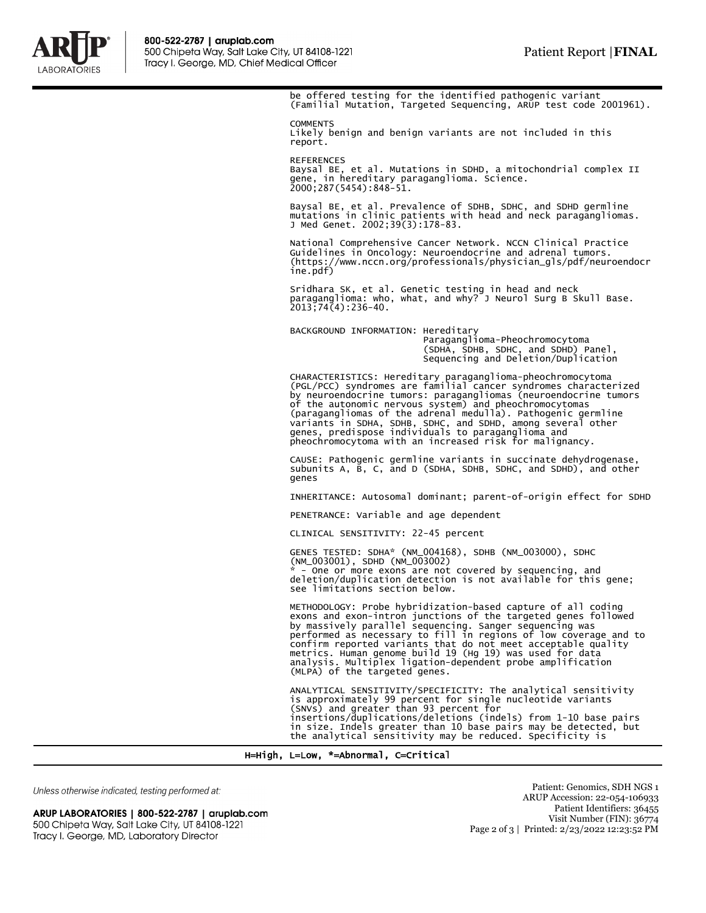be offered testing for the identified pathogenic variant (Familial Mutation, Targeted Sequencing, ARUP test code 2001961).

COMMENTS
Likely benign and benign variants are not included in this report.

REFERENCES
Baysal BE, et al. Mutations in SDHD, a mitochondrial complex II gene, in hereditary paraganglioma. Science. 2000;287(5454):848-51.

Baysal BE, et al. Prevalence of SDHB, SDHC, and SDHD germline mutations in clinic patients with head and neck paragangliomas. J Med Genet. 2002;39(3):178-83.

National Comprehensive Cancer Network. NCCN Clinical Practice Guidelines in Oncology: Neuroendocrine and adrenal tumors. (https://www.nccn.org/professionals/physician_gls/pdf/neuroendocrine.pdf)

Sridhara SK, et al. Genetic testing in head and neck paraganglioma: who, what, and why? J Neurol Surg B Skull Base. 2013;74(4):236-40.

BACKGROUND INFORMATION: Hereditary Paraganglioma-Pheochromocytoma (SDHA, SDHB, SDHC, and SDHD) Panel, Sequencing and Deletion/Duplication

CHARACTERISTICS: Hereditary paraganglioma-pheochromocytoma (PGL/PCC) syndromes are familial cancer syndromes characterized by neuroendocrine tumors: paragangliomas (neuroendocrine tumors of the autonomic nervous system) and pheochromocytomas (paragangliomas of the adrenal medulla). Pathogenic germline variants in SDHA, SDHB, SDHC, and SDHD, among several other genes, predispose individuals to paraganglioma and pheochromocytoma with an increased risk for malignancy.

CAUSE: Pathogenic germline variants in succinate dehydrogenase, subunits A, B, C, and D (SDHA, SDHB, SDHC, and SDHD), and other genes

INHERITANCE: Autosomal dominant; parent-of-origin effect for SDHD

PENETRANCE: Variable and age dependent

CLINICAL SENSITIVITY: 22-45 percent

GENES TESTED: SDHA* (NM_004168), SDHB (NM_003000), SDHC (NM_003001), SDHD (NM_003002)
* - One or more exons are not covered by sequencing, and deletion/duplication detection is not available for this gene; see limitations section below.

METHODOLOGY: Probe hybridization-based capture of all coding exons and exon-intron junctions of the targeted genes followed by massively parallel sequencing. Sanger sequencing was performed as necessary to fill in regions of low coverage and to confirm reported variants that do not meet acceptable quality metrics. Human genome build 19 (Hg 19) was used for data analysis. Multiplex ligation-dependent probe amplification (MLPA) of the targeted genes.

ANALYTICAL SENSITIVITY/SPECIFICITY: The analytical sensitivity is approximately 99 percent for single nucleotide variants (SNVs) and greater than 93 percent for insertions/duplications/deletions (indels) from 1-10 base pairs in size. Indels greater than 10 base pairs may be detected, but the analytical sensitivity may be reduced. Specificity is

H=High, L=Low, *=Abnormal, C=Critical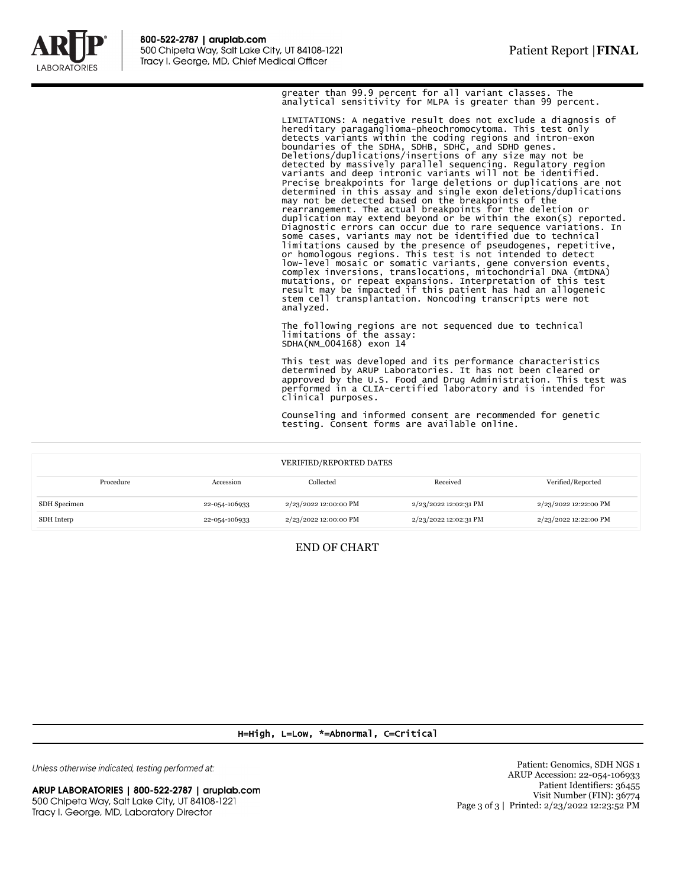greater than 99.9 percent for all variant classes. The analytical sensitivity for MLPA is greater than 99 percent.

LIMITATIONS: A negative result does not exclude a diagnosis of hereditary paraganglioma-pheochromocytoma. This test only detects variants within the coding regions and intron-exon boundaries of the SDHA, SDHB, SDHC, and SDHD genes. Deletions/duplications/insertions of any size may not be detected by massively parallel sequencing. Regulatory region variants and deep intronic variants will not be identified. Precise breakpoints for large deletions or duplications are not determined in this assay and single exon deletions/duplications may not be detected based on the breakpoints of the rearrangement. The actual breakpoints for the deletion or duplication may extend beyond or be within the exon(s) reported. Diagnostic errors can occur due to rare sequence variations. In some cases, variants may not be identified due to technical limitations caused by the presence of pseudogenes, repetitive, or homologous regions. This test is not intended to detect low-level mosaic or somatic variants, gene conversion events, complex inversions, translocations, mitochondrial DNA (mtDNA) mutations, or repeat expansions. Interpretation of this test result may be impacted if this patient has had an allogeneic stem cell transplantation. Noncoding transcripts were not analyzed.

The following regions are not sequenced due to technical limitations of the assay:
SDHA(NM_004168) exon 14

This test was developed and its performance characteristics determined by ARUP Laboratories. It has not been cleared or approved by the U.S. Food and Drug Administration. This test was performed in a CLIA-certified laboratory and is intended for clinical purposes.

Counseling and informed consent are recommended for genetic testing. Consent forms are available online.

VERIFIED/REPORTED DATES

| Procedure | Accession | Collected | Received | Verified/Reported |
| --- | --- | --- | --- | --- |
| SDH Specimen | 22-054-106933 | 2/23/2022 12:00:00 PM | 2/23/2022 12:02:31 PM | 2/23/2022 12:22:00 PM |
| SDH Interp | 22-054-106933 | 2/23/2022 12:00:00 PM | 2/23/2022 12:02:31 PM | 2/23/2022 12:22:00 PM |

END OF CHART

H=High, L=Low, *=Abnormal, C=Critical